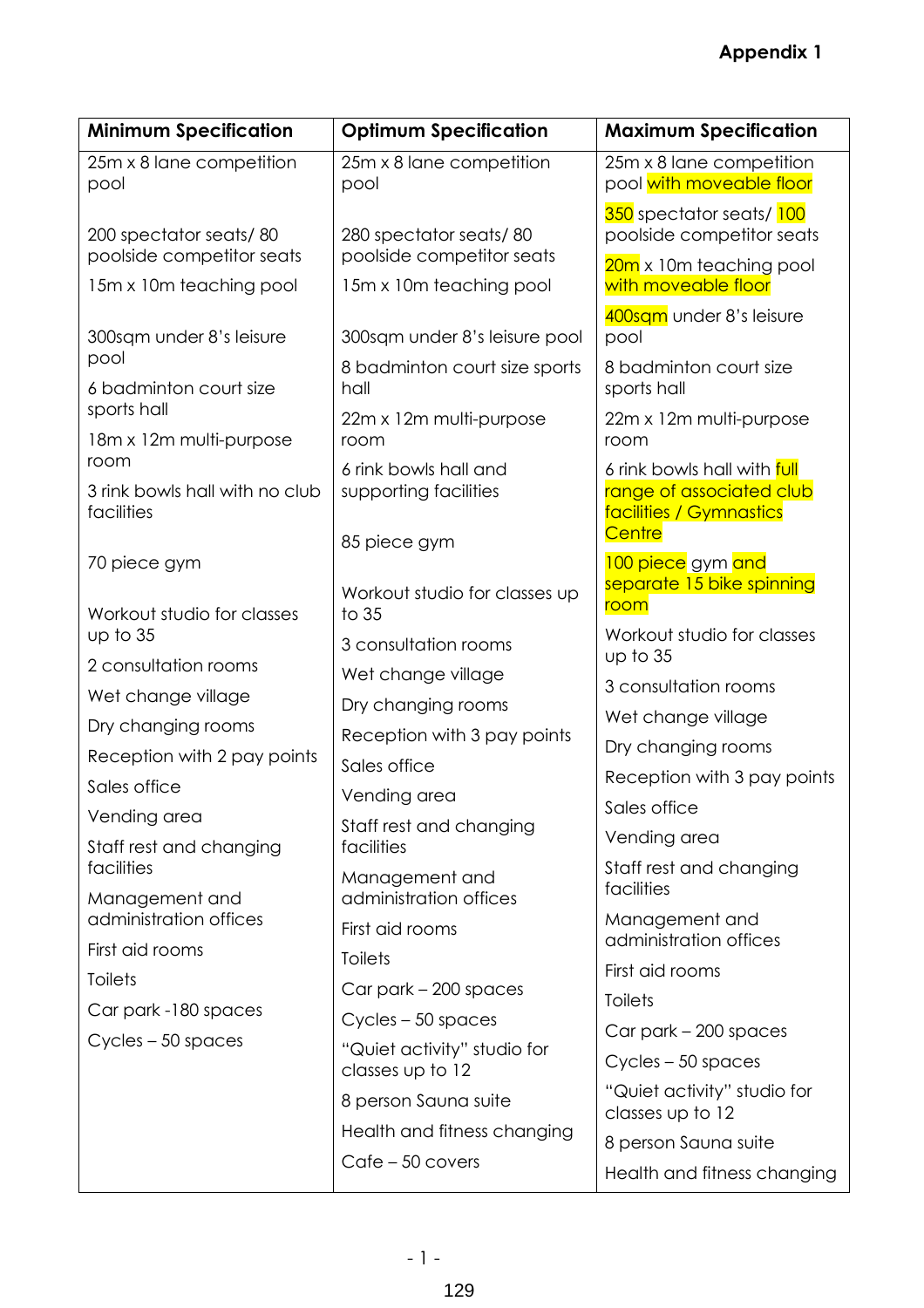**Appendix 1**

| Minimum Specification | Optimum Specification | Maximum Specification |
|---|---|---|
| 25m x 8 lane competition pool | 25m x 8 lane competition pool | 25m x 8 lane competition pool with moveable floor |
| 200 spectator seats/ 80 poolside competitor seats | 280 spectator seats/ 80 poolside competitor seats | 350 spectator seats/ 100 poolside competitor seats |
| 15m x 10m teaching pool | 15m x 10m teaching pool | 20m x 10m teaching pool with moveable floor |
| 300sqm under 8's leisure pool | 300sqm under 8's leisure pool | 400sqm under 8's leisure pool |
| 6 badminton court size sports hall | 8 badminton court size sports hall | 8 badminton court size sports hall |
| 18m x 12m multi-purpose room | 22m x 12m multi-purpose room | 22m x 12m multi-purpose room |
| 3 rink bowls hall with no club facilities | 6 rink bowls hall and supporting facilities | 6 rink bowls hall with full range of associated club facilities / Gymnastics Centre |
| 70 piece gym | 85 piece gym | 100 piece gym and separate 15 bike spinning room |
| Workout studio for classes up to 35 | Workout studio for classes up to 35 | Workout studio for classes up to 35 |
| 2 consultation rooms | 3 consultation rooms | 3 consultation rooms |
| Wet change village | Wet change village | Wet change village |
| Dry changing rooms | Dry changing rooms | Dry changing rooms |
| Reception with 2 pay points | Reception with 3 pay points | Reception with 3 pay points |
| Sales office | Sales office | Sales office |
| Vending area | Vending area | Vending area |
| Staff rest and changing facilities | Staff rest and changing facilities | Staff rest and changing facilities |
| Management and administration offices | Management and administration offices | Management and administration offices |
| First aid rooms | First aid rooms | First aid rooms |
| Toilets | Toilets | Toilets |
| Car park -180 spaces | Car park – 200 spaces | Car park – 200 spaces |
| Cycles – 50 spaces | Cycles – 50 spaces | Cycles – 50 spaces |
| | "Quiet activity" studio for classes up to 12 | "Quiet activity" studio for classes up to 12 |
| | 8 person Sauna suite | 8 person Sauna suite |
| | Health and fitness changing | Health and fitness changing |
| | Cafe – 50 covers | |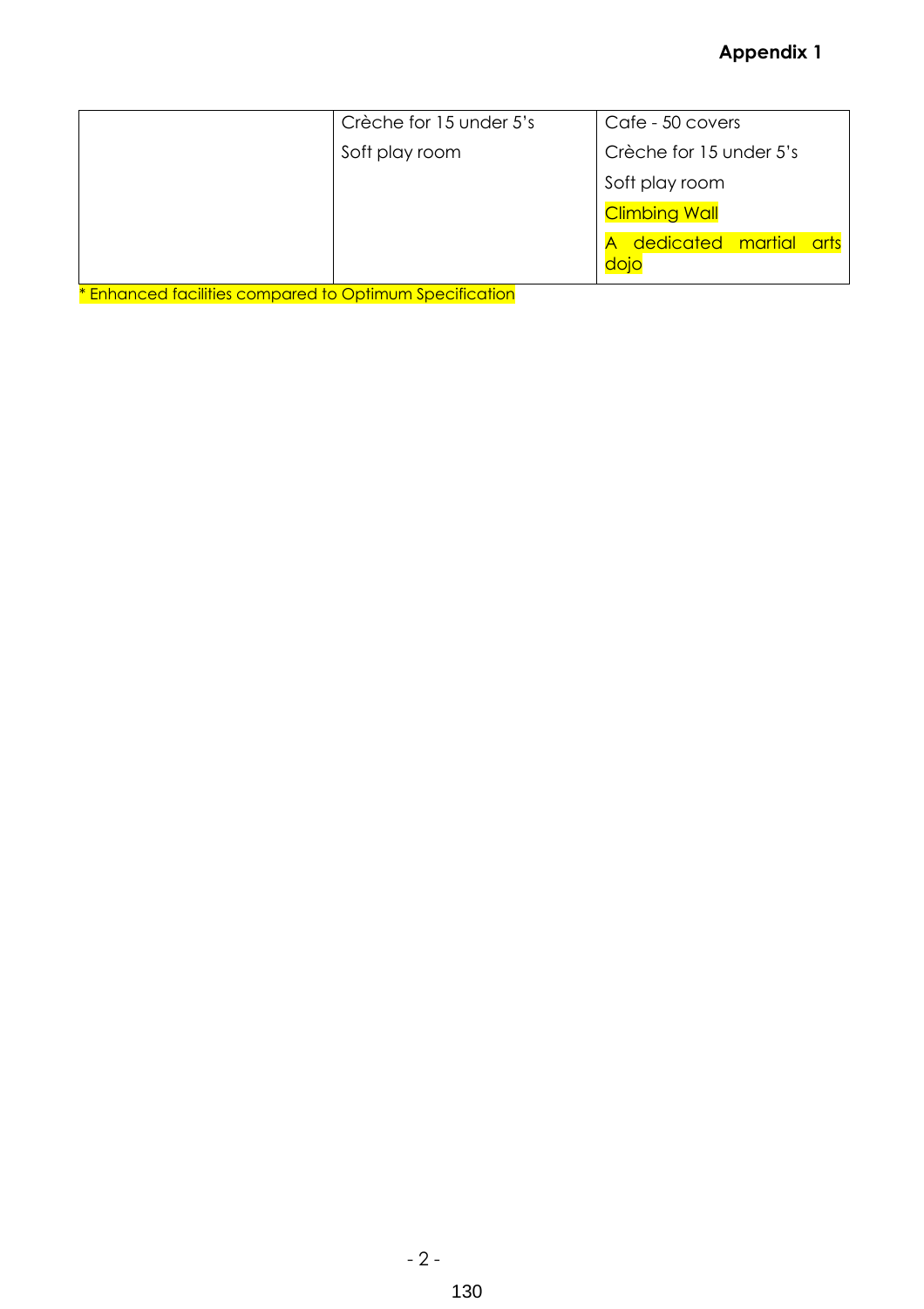| | | |
|---|---|---|
| | Crèche for 15 under 5's<br>Soft play room | Cafe - 50 covers<br>Crèche for 15 under 5's<br>Soft play room<br>Climbing Wall<br>A dedicated martial arts dojo |

* Enhanced facilities compared to Optimum Specification